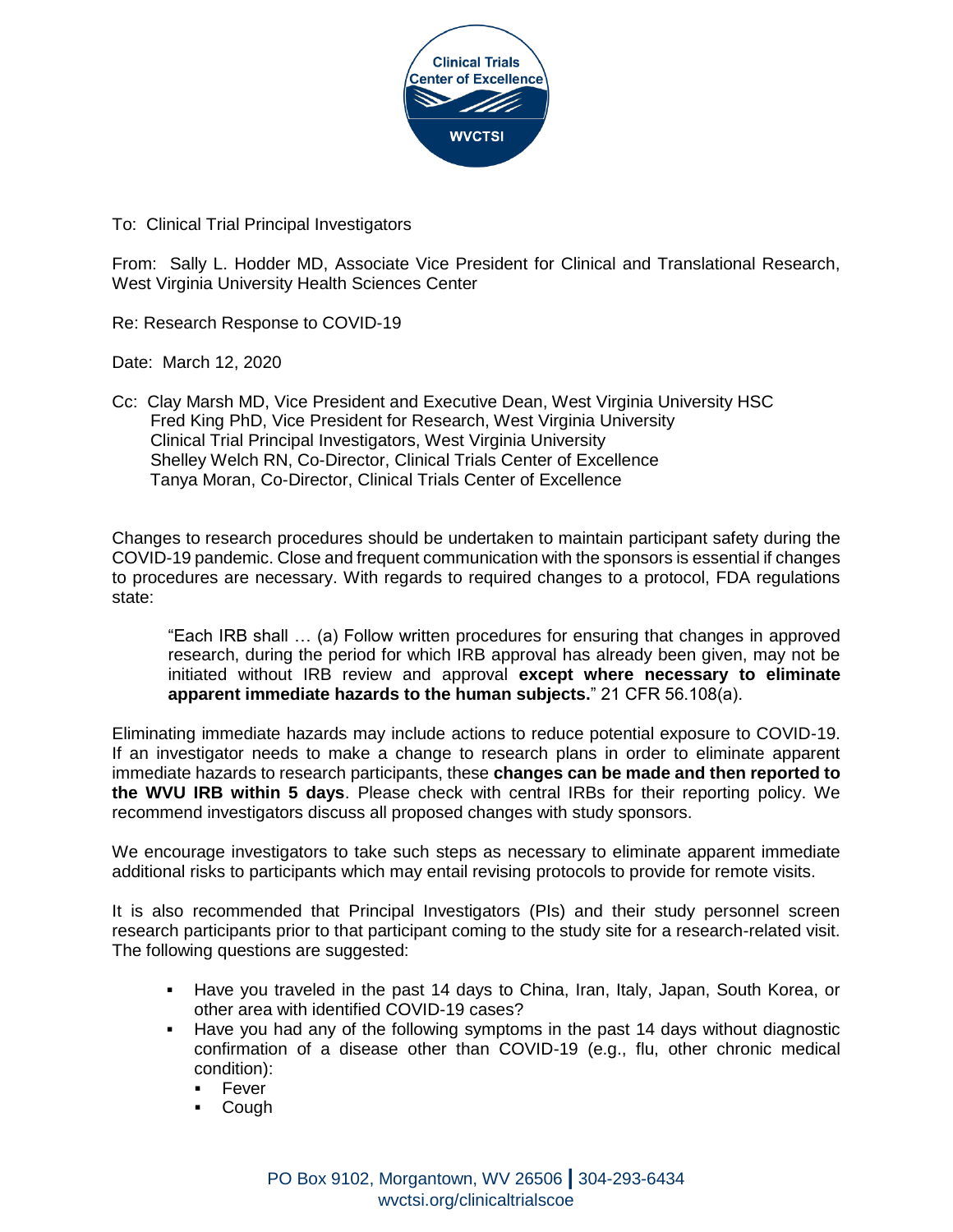To: Clinical Trial Principal Investigators

From: Sally L. Hodder MD, Associate Vice President for Clinical and Translational Research, West Virginia University Health Sciences Center

Re: Research Response to COVID-19

Date: March 12, 2020

Cc: Clay Marsh MD, Vice President and Executive Dean, West Virginia University HSC
Fred King PhD, Vice President for Research, West Virginia University
Clinical Trial Principal Investigators, West Virginia University
Shelley Welch RN, Co-Director, Clinical Trials Center of Excellence
Tanya Moran, Co-Director, Clinical Trials Center of Excellence

Changes to research procedures should be undertaken to maintain participant safety during the COVID-19 pandemic. Close and frequent communication with the sponsors is essential if changes to procedures are necessary. With regards to required changes to a protocol, FDA regulations state:

> "Each IRB shall … (a) Follow written procedures for ensuring that changes in approved research, during the period for which IRB approval has already been given, may not be initiated without IRB review and approval **except where necessary to eliminate apparent immediate hazards to the human subjects.**" 21 CFR 56.108(a).

Eliminating immediate hazards may include actions to reduce potential exposure to COVID-19. If an investigator needs to make a change to research plans in order to eliminate apparent immediate hazards to research participants, these **changes can be made and then reported to the WVU IRB within 5 days**. Please check with central IRBs for their reporting policy. We recommend investigators discuss all proposed changes with study sponsors.

We encourage investigators to take such steps as necessary to eliminate apparent immediate additional risks to participants which may entail revising protocols to provide for remote visits.

It is also recommended that Principal Investigators (PIs) and their study personnel screen research participants prior to that participant coming to the study site for a research-related visit. The following questions are suggested:

- Have you traveled in the past 14 days to China, Iran, Italy, Japan, South Korea, or other area with identified COVID-19 cases?
- Have you had any of the following symptoms in the past 14 days without diagnostic confirmation of a disease other than COVID-19 (e.g., flu, other chronic medical condition):
  - Fever
  - Cough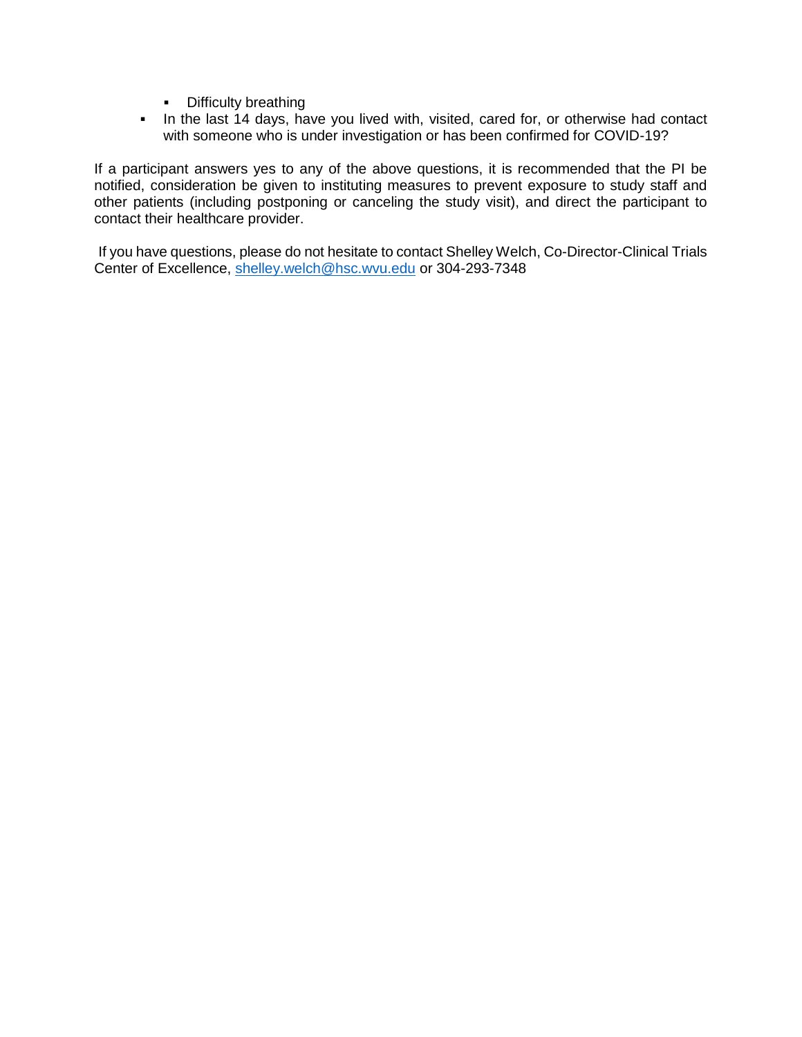- Difficulty breathing
- In the last 14 days, have you lived with, visited, cared for, or otherwise had contact with someone who is under investigation or has been confirmed for COVID-19?

If a participant answers yes to any of the above questions, it is recommended that the PI be notified, consideration be given to instituting measures to prevent exposure to study staff and other patients (including postponing or canceling the study visit), and direct the participant to contact their healthcare provider.

If you have questions, please do not hesitate to contact Shelley Welch, Co-Director-Clinical Trials Center of Excellence, [shelley.welch@hsc.wvu.edu](mailto:shelley.welch@hsc.wvu.edu) or 304-293-7348